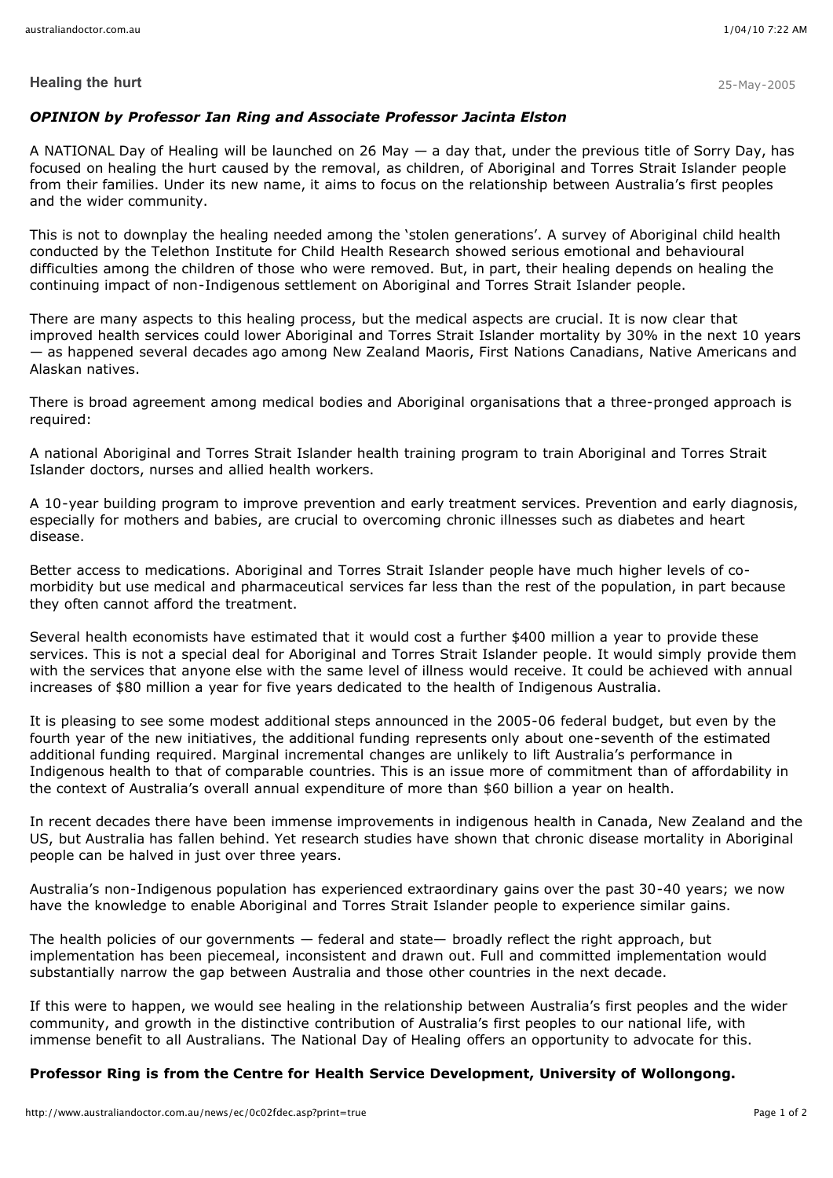## Healing the hurt

25-May-2005

***OPINION by Professor Ian Ring and Associate Professor Jacinta Elston***

A NATIONAL Day of Healing will be launched on 26 May — a day that, under the previous title of Sorry Day, has focused on healing the hurt caused by the removal, as children, of Aboriginal and Torres Strait Islander people from their families. Under its new name, it aims to focus on the relationship between Australia's first peoples and the wider community.

This is not to downplay the healing needed among the 'stolen generations'. A survey of Aboriginal child health conducted by the Telethon Institute for Child Health Research showed serious emotional and behavioural difficulties among the children of those who were removed. But, in part, their healing depends on healing the continuing impact of non-Indigenous settlement on Aboriginal and Torres Strait Islander people.

There are many aspects to this healing process, but the medical aspects are crucial. It is now clear that improved health services could lower Aboriginal and Torres Strait Islander mortality by 30% in the next 10 years — as happened several decades ago among New Zealand Maoris, First Nations Canadians, Native Americans and Alaskan natives.

There is broad agreement among medical bodies and Aboriginal organisations that a three-pronged approach is required:

A national Aboriginal and Torres Strait Islander health training program to train Aboriginal and Torres Strait Islander doctors, nurses and allied health workers.

A 10-year building program to improve prevention and early treatment services. Prevention and early diagnosis, especially for mothers and babies, are crucial to overcoming chronic illnesses such as diabetes and heart disease.

Better access to medications. Aboriginal and Torres Strait Islander people have much higher levels of co-morbidity but use medical and pharmaceutical services far less than the rest of the population, in part because they often cannot afford the treatment.

Several health economists have estimated that it would cost a further $400 million a year to provide these services. This is not a special deal for Aboriginal and Torres Strait Islander people. It would simply provide them with the services that anyone else with the same level of illness would receive. It could be achieved with annual increases of $80 million a year for five years dedicated to the health of Indigenous Australia.

It is pleasing to see some modest additional steps announced in the 2005-06 federal budget, but even by the fourth year of the new initiatives, the additional funding represents only about one-seventh of the estimated additional funding required. Marginal incremental changes are unlikely to lift Australia's performance in Indigenous health to that of comparable countries. This is an issue more of commitment than of affordability in the context of Australia's overall annual expenditure of more than $60 billion a year on health.

In recent decades there have been immense improvements in indigenous health in Canada, New Zealand and the US, but Australia has fallen behind. Yet research studies have shown that chronic disease mortality in Aboriginal people can be halved in just over three years.

Australia's non-Indigenous population has experienced extraordinary gains over the past 30-40 years; we now have the knowledge to enable Aboriginal and Torres Strait Islander people to experience similar gains.

The health policies of our governments — federal and state— broadly reflect the right approach, but implementation has been piecemeal, inconsistent and drawn out. Full and committed implementation would substantially narrow the gap between Australia and those other countries in the next decade.

If this were to happen, we would see healing in the relationship between Australia's first peoples and the wider community, and growth in the distinctive contribution of Australia's first peoples to our national life, with immense benefit to all Australians. The National Day of Healing offers an opportunity to advocate for this.

**Professor Ring is from the Centre for Health Service Development, University of Wollongong.**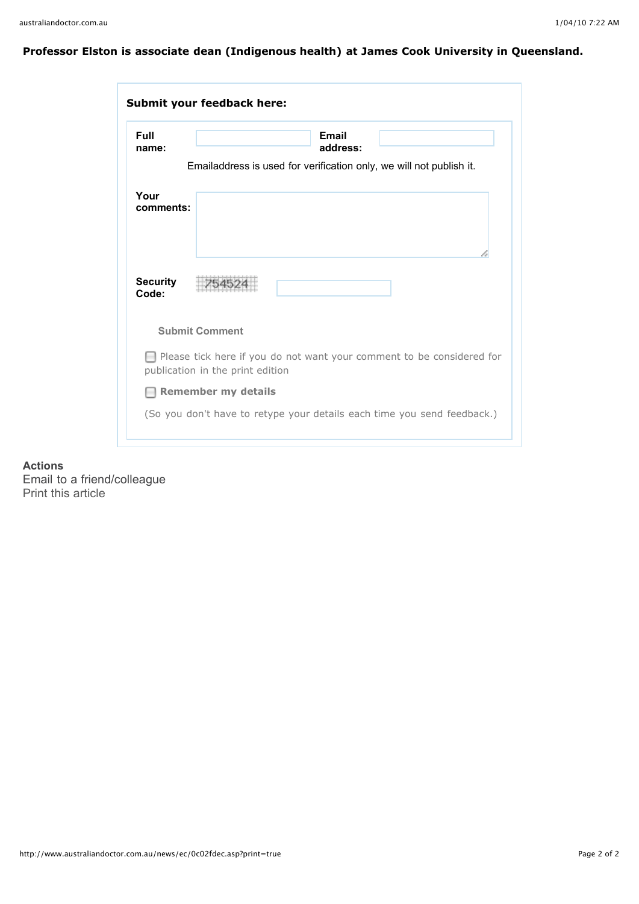**Professor Elston is associate dean (Indigenous health) at James Cook University in Queensland.**

**Submit your feedback here:**

**Full name:**

**Email address:**

Emailaddress is used for verification only, we will not publish it.

**Your comments:**

**Security Code:** 754524

**Submit Comment**

Please tick here if you do not want your comment to be considered for publication in the print edition

**Remember my details**

(So you don't have to retype your details each time you send feedback.)

**Actions**

Email to a friend/colleague

Print this article